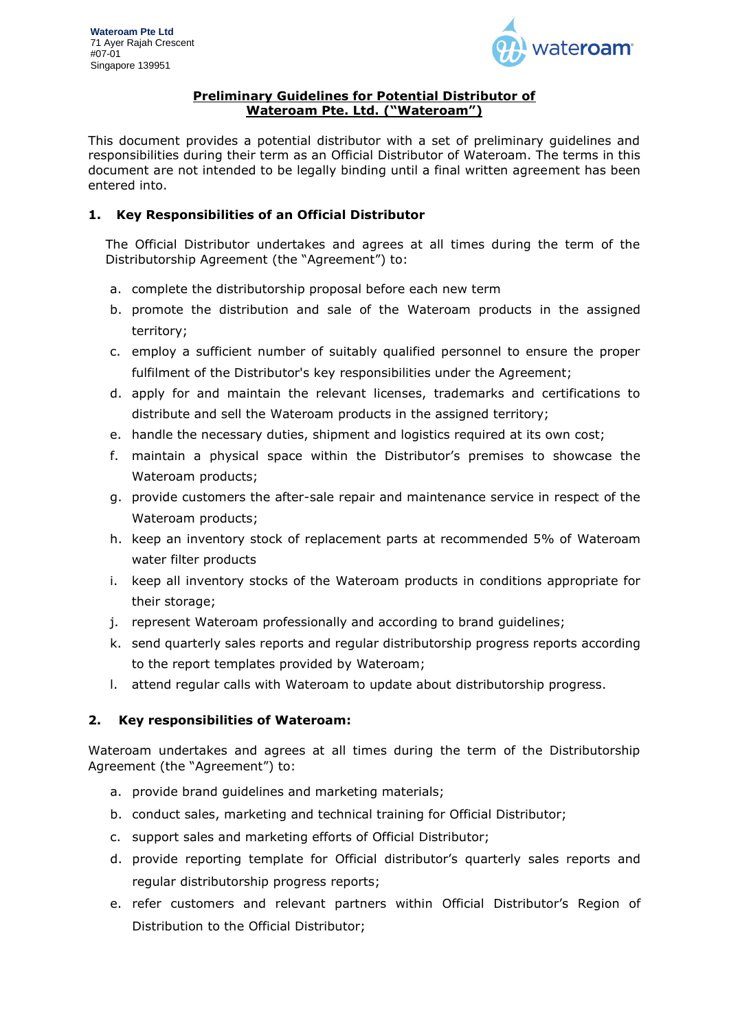Wateroam Pte Ltd
71 Ayer Rajah Crescent
#07-01
Singapore 139951

## Preliminary Guidelines for Potential Distributor of Wateroam Pte. Ltd. ("Wateroam")

This document provides a potential distributor with a set of preliminary guidelines and responsibilities during their term as an Official Distributor of Wateroam. The terms in this document are not intended to be legally binding until a final written agreement has been entered into.

### 1. Key Responsibilities of an Official Distributor

The Official Distributor undertakes and agrees at all times during the term of the Distributorship Agreement (the "Agreement") to:

a. complete the distributorship proposal before each new term
b. promote the distribution and sale of the Wateroam products in the assigned territory;
c. employ a sufficient number of suitably qualified personnel to ensure the proper fulfilment of the Distributor's key responsibilities under the Agreement;
d. apply for and maintain the relevant licenses, trademarks and certifications to distribute and sell the Wateroam products in the assigned territory;
e. handle the necessary duties, shipment and logistics required at its own cost;
f. maintain a physical space within the Distributor's premises to showcase the Wateroam products;
g. provide customers the after-sale repair and maintenance service in respect of the Wateroam products;
h. keep an inventory stock of replacement parts at recommended 5% of Wateroam water filter products
i. keep all inventory stocks of the Wateroam products in conditions appropriate for their storage;
j. represent Wateroam professionally and according to brand guidelines;
k. send quarterly sales reports and regular distributorship progress reports according to the report templates provided by Wateroam;
l. attend regular calls with Wateroam to update about distributorship progress.

### 2. Key responsibilities of Wateroam:

Wateroam undertakes and agrees at all times during the term of the Distributorship Agreement (the "Agreement") to:

a. provide brand guidelines and marketing materials;
b. conduct sales, marketing and technical training for Official Distributor;
c. support sales and marketing efforts of Official Distributor;
d. provide reporting template for Official distributor's quarterly sales reports and regular distributorship progress reports;
e. refer customers and relevant partners within Official Distributor's Region of Distribution to the Official Distributor;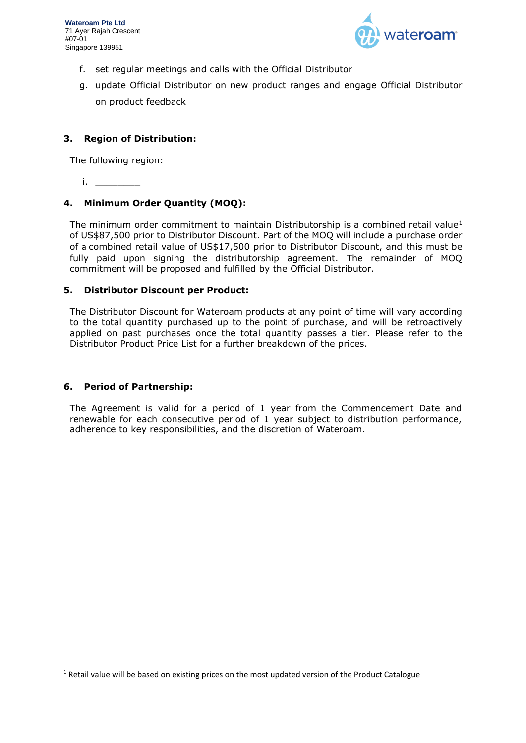f. set regular meetings and calls with the Official Distributor

g. update Official Distributor on new product ranges and engage Official Distributor on product feedback

### 3. Region of Distribution:

The following region:

i. ________

### 4. Minimum Order Quantity (MOQ):

The minimum order commitment to maintain Distributorship is a combined retail value[1] of US$87,500 prior to Distributor Discount. Part of the MOQ will include a purchase order of a combined retail value of US$17,500 prior to Distributor Discount, and this must be fully paid upon signing the distributorship agreement. The remainder of MOQ commitment will be proposed and fulfilled by the Official Distributor.

### 5. Distributor Discount per Product:

The Distributor Discount for Wateroam products at any point of time will vary according to the total quantity purchased up to the point of purchase, and will be retroactively applied on past purchases once the total quantity passes a tier. Please refer to the Distributor Product Price List for a further breakdown of the prices.

### 6. Period of Partnership:

The Agreement is valid for a period of 1 year from the Commencement Date and renewable for each consecutive period of 1 year subject to distribution performance, adherence to key responsibilities, and the discretion of Wateroam.

---

[1] Retail value will be based on existing prices on the most updated version of the Product Catalogue